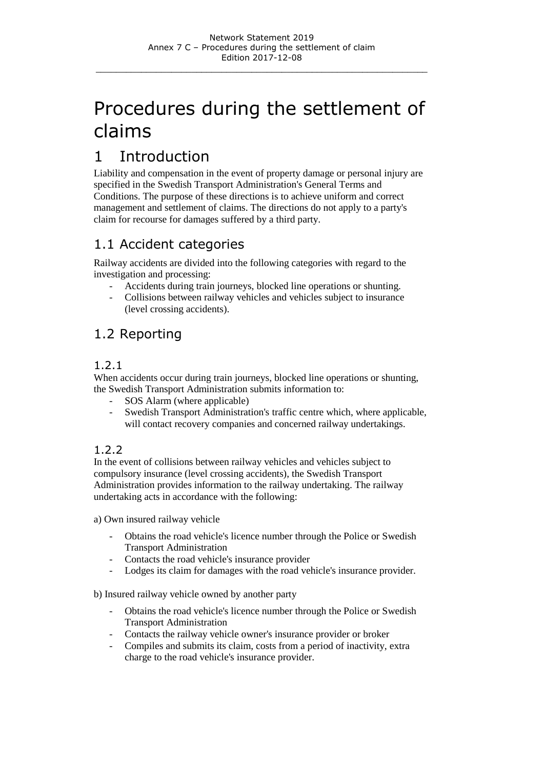# Procedures during the settlement of claims

## 1 Introduction

Liability and compensation in the event of property damage or personal injury are specified in the Swedish Transport Administration's General Terms and Conditions. The purpose of these directions is to achieve uniform and correct management and settlement of claims. The directions do not apply to a party's claim for recourse for damages suffered by a third party.

### 1.1 Accident categories

Railway accidents are divided into the following categories with regard to the investigation and processing:

- Accidents during train journeys, blocked line operations or shunting.
- Collisions between railway vehicles and vehicles subject to insurance (level crossing accidents).

### 1.2 Reporting

#### 1.2.1

When accidents occur during train journeys, blocked line operations or shunting, the Swedish Transport Administration submits information to:

- SOS Alarm (where applicable)
- Swedish Transport Administration's traffic centre which, where applicable, will contact recovery companies and concerned railway undertakings.

#### 1.2.2

In the event of collisions between railway vehicles and vehicles subject to compulsory insurance (level crossing accidents), the Swedish Transport Administration provides information to the railway undertaking. The railway undertaking acts in accordance with the following:

a) Own insured railway vehicle

- Obtains the road vehicle's licence number through the Police or Swedish Transport Administration
- Contacts the road vehicle's insurance provider
- Lodges its claim for damages with the road vehicle's insurance provider.

b) Insured railway vehicle owned by another party

- Obtains the road vehicle's licence number through the Police or Swedish Transport Administration
- Contacts the railway vehicle owner's insurance provider or broker
- Compiles and submits its claim, costs from a period of inactivity, extra charge to the road vehicle's insurance provider.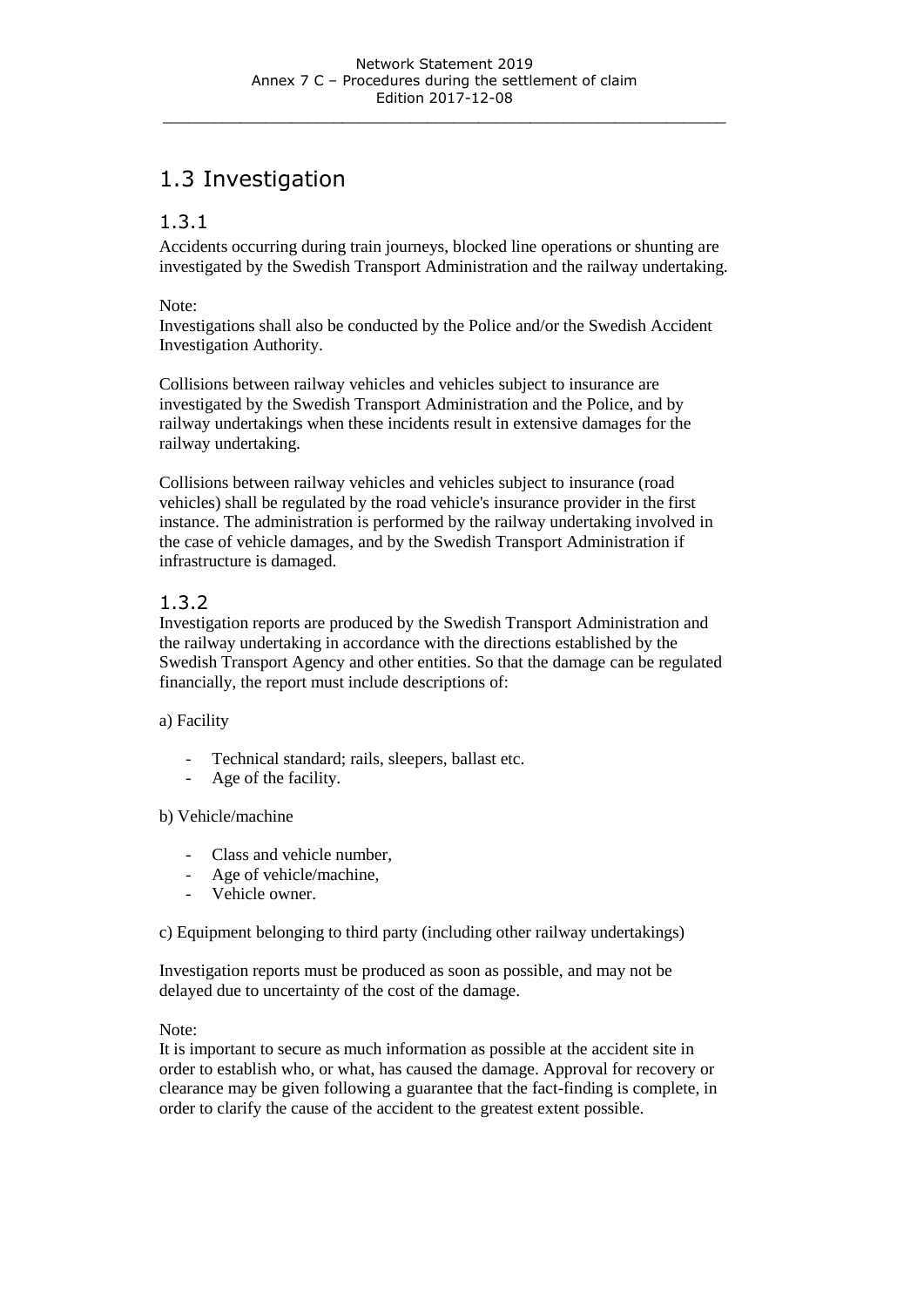## 1.3 Investigation

### 1.3.1

Accidents occurring during train journeys, blocked line operations or shunting are investigated by the Swedish Transport Administration and the railway undertaking.

Note:
Investigations shall also be conducted by the Police and/or the Swedish Accident Investigation Authority.

Collisions between railway vehicles and vehicles subject to insurance are investigated by the Swedish Transport Administration and the Police, and by railway undertakings when these incidents result in extensive damages for the railway undertaking.

Collisions between railway vehicles and vehicles subject to insurance (road vehicles) shall be regulated by the road vehicle's insurance provider in the first instance. The administration is performed by the railway undertaking involved in the case of vehicle damages, and by the Swedish Transport Administration if infrastructure is damaged.

### 1.3.2

Investigation reports are produced by the Swedish Transport Administration and the railway undertaking in accordance with the directions established by the Swedish Transport Agency and other entities. So that the damage can be regulated financially, the report must include descriptions of:

a) Facility

- Technical standard; rails, sleepers, ballast etc.
- Age of the facility.

b) Vehicle/machine

- Class and vehicle number,
- Age of vehicle/machine,
- Vehicle owner.

c) Equipment belonging to third party (including other railway undertakings)

Investigation reports must be produced as soon as possible, and may not be delayed due to uncertainty of the cost of the damage.

Note:
It is important to secure as much information as possible at the accident site in order to establish who, or what, has caused the damage. Approval for recovery or clearance may be given following a guarantee that the fact-finding is complete, in order to clarify the cause of the accident to the greatest extent possible.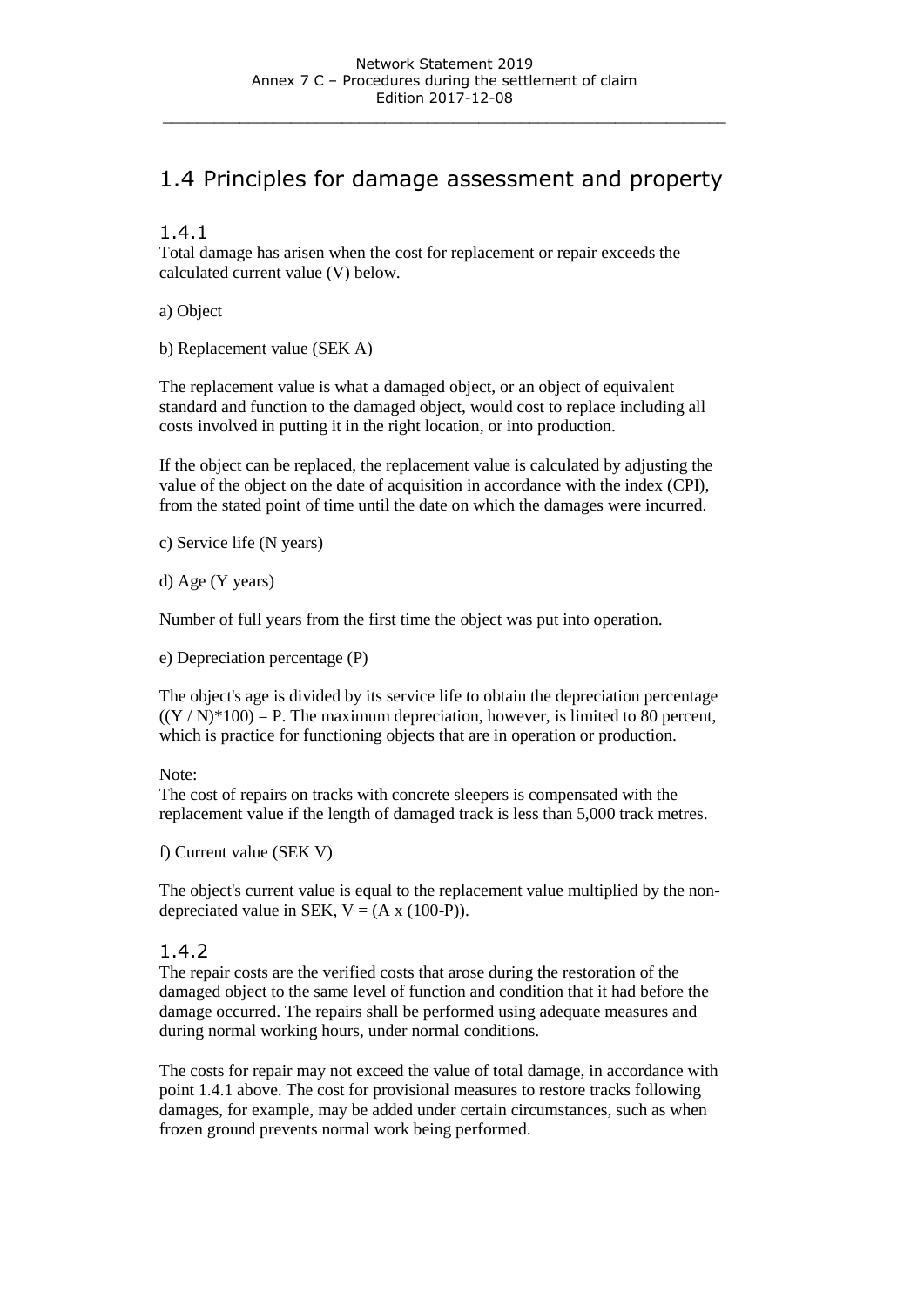## 1.4 Principles for damage assessment and property

### 1.4.1

Total damage has arisen when the cost for replacement or repair exceeds the calculated current value (V) below.

a) Object

b) Replacement value (SEK A)

The replacement value is what a damaged object, or an object of equivalent standard and function to the damaged object, would cost to replace including all costs involved in putting it in the right location, or into production.

If the object can be replaced, the replacement value is calculated by adjusting the value of the object on the date of acquisition in accordance with the index (CPI), from the stated point of time until the date on which the damages were incurred.

c) Service life (N years)

d) Age (Y years)

Number of full years from the first time the object was put into operation.

e) Depreciation percentage (P)

The object's age is divided by its service life to obtain the depreciation percentage $((Y / N)*100) = P$. The maximum depreciation, however, is limited to 80 percent, which is practice for functioning objects that are in operation or production.

Note:
The cost of repairs on tracks with concrete sleepers is compensated with the replacement value if the length of damaged track is less than 5,000 track metres.

f) Current value (SEK V)

The object's current value is equal to the replacement value multiplied by the non-depreciated value in SEK, $V = (A \times (100-P))$.

### 1.4.2

The repair costs are the verified costs that arose during the restoration of the damaged object to the same level of function and condition that it had before the damage occurred. The repairs shall be performed using adequate measures and during normal working hours, under normal conditions.

The costs for repair may not exceed the value of total damage, in accordance with point 1.4.1 above. The cost for provisional measures to restore tracks following damages, for example, may be added under certain circumstances, such as when frozen ground prevents normal work being performed.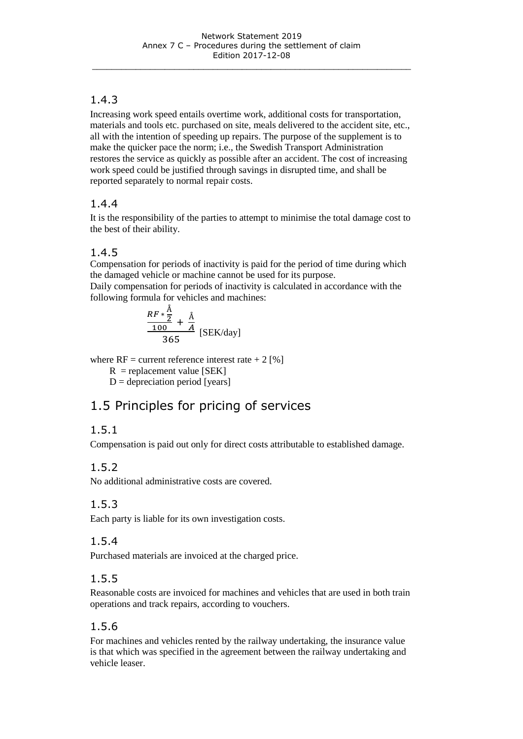### 1.4.3

Increasing work speed entails overtime work, additional costs for transportation, materials and tools etc. purchased on site, meals delivered to the accident site, etc., all with the intention of speeding up repairs. The purpose of the supplement is to make the quicker pace the norm; i.e., the Swedish Transport Administration restores the service as quickly as possible after an accident. The cost of increasing work speed could be justified through savings in disrupted time, and shall be reported separately to normal repair costs.

### 1.4.4

It is the responsibility of the parties to attempt to minimise the total damage cost to the best of their ability.

### 1.4.5

Compensation for periods of inactivity is paid for the period of time during which the damaged vehicle or machine cannot be used for its purpose.
Daily compensation for periods of inactivity is calculated in accordance with the following formula for vehicles and machines:

$$\frac{\frac{RF * \frac{\text{Å}}{2}}{100} + \frac{\text{Å}}{A}}{365} \text{ [SEK/day]}$$

where RF = current reference interest rate + 2 [%]
R = replacement value [SEK]
D = depreciation period [years]

## 1.5 Principles for pricing of services

### 1.5.1

Compensation is paid out only for direct costs attributable to established damage.

### 1.5.2

No additional administrative costs are covered.

### 1.5.3

Each party is liable for its own investigation costs.

### 1.5.4

Purchased materials are invoiced at the charged price.

### 1.5.5

Reasonable costs are invoiced for machines and vehicles that are used in both train operations and track repairs, according to vouchers.

### 1.5.6

For machines and vehicles rented by the railway undertaking, the insurance value is that which was specified in the agreement between the railway undertaking and vehicle leaser.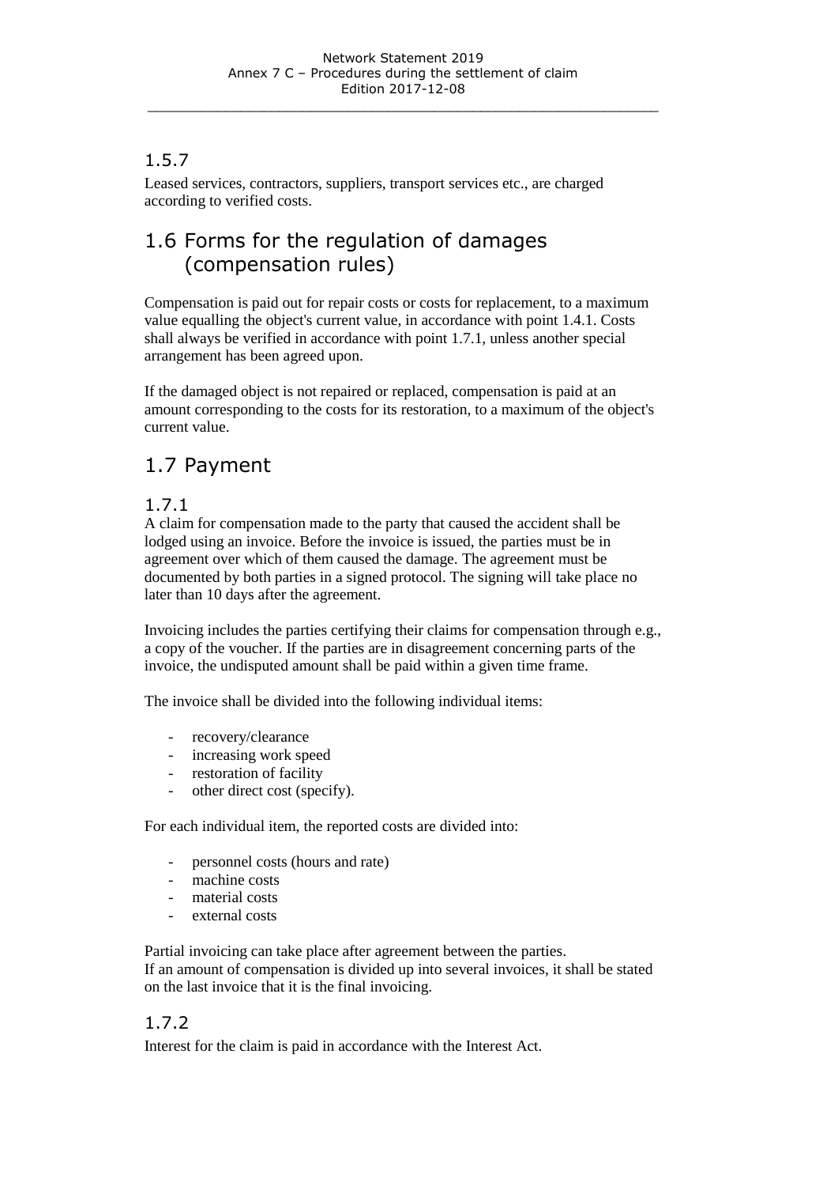### 1.5.7

Leased services, contractors, suppliers, transport services etc., are charged according to verified costs.

## 1.6 Forms for the regulation of damages (compensation rules)

Compensation is paid out for repair costs or costs for replacement, to a maximum value equalling the object's current value, in accordance with point 1.4.1. Costs shall always be verified in accordance with point 1.7.1, unless another special arrangement has been agreed upon.

If the damaged object is not repaired or replaced, compensation is paid at an amount corresponding to the costs for its restoration, to a maximum of the object's current value.

## 1.7 Payment

### 1.7.1

A claim for compensation made to the party that caused the accident shall be lodged using an invoice. Before the invoice is issued, the parties must be in agreement over which of them caused the damage. The agreement must be documented by both parties in a signed protocol. The signing will take place no later than 10 days after the agreement.

Invoicing includes the parties certifying their claims for compensation through e.g., a copy of the voucher. If the parties are in disagreement concerning parts of the invoice, the undisputed amount shall be paid within a given time frame.

The invoice shall be divided into the following individual items:

- recovery/clearance
- increasing work speed
- restoration of facility
- other direct cost (specify).

For each individual item, the reported costs are divided into:

- personnel costs (hours and rate)
- machine costs
- material costs
- external costs

Partial invoicing can take place after agreement between the parties.
If an amount of compensation is divided up into several invoices, it shall be stated on the last invoice that it is the final invoicing.

### 1.7.2

Interest for the claim is paid in accordance with the Interest Act.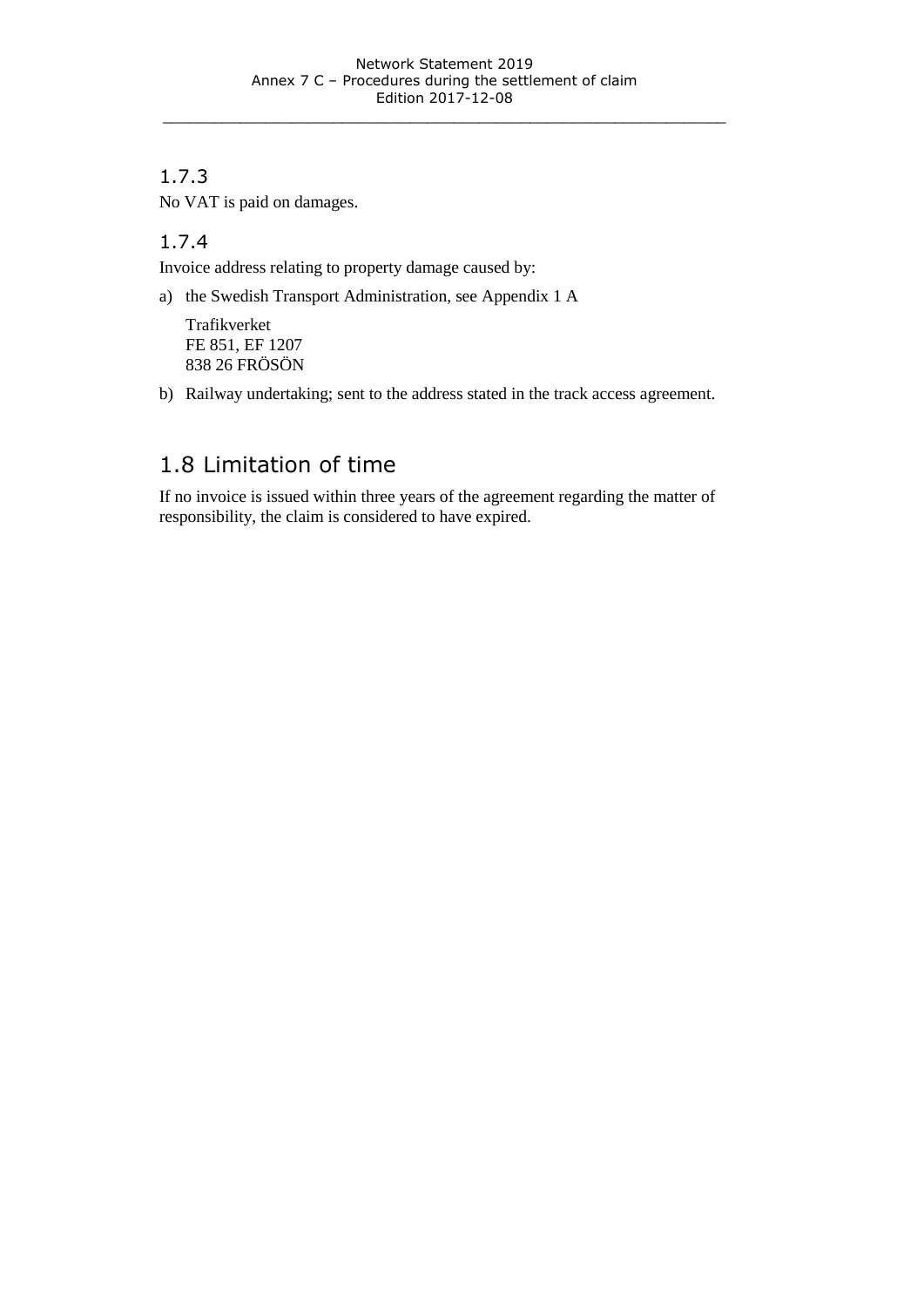### 1.7.3

No VAT is paid on damages.

### 1.7.4

Invoice address relating to property damage caused by:

a) the Swedish Transport Administration, see Appendix 1 A

   Trafikverket
   FE 851, EF 1207
   838 26 FRÖSÖN

b) Railway undertaking; sent to the address stated in the track access agreement.

## 1.8 Limitation of time

If no invoice is issued within three years of the agreement regarding the matter of responsibility, the claim is considered to have expired.